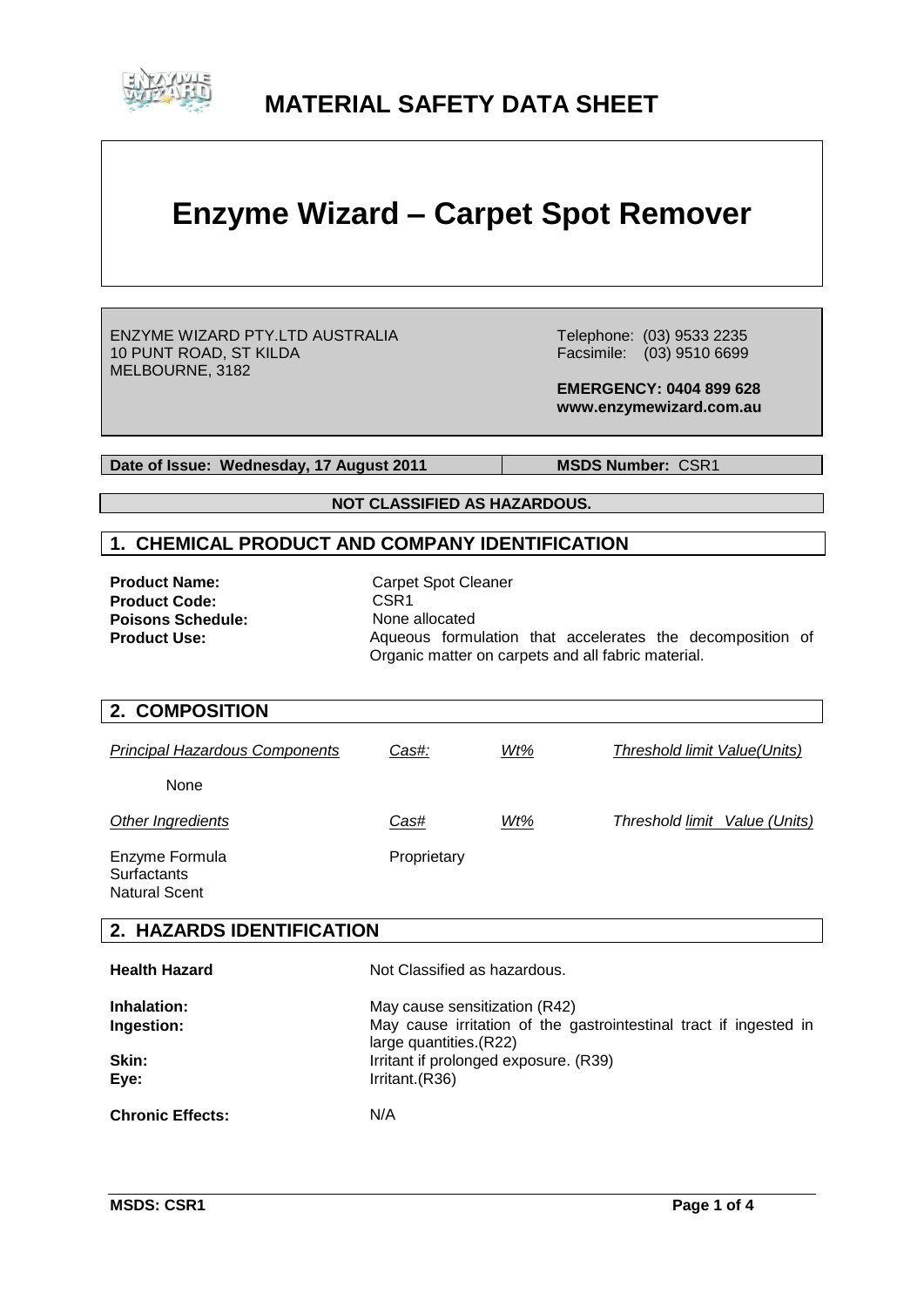# MATERIAL SAFETY DATA SHEET

# Enzyme Wizard – Carpet Spot Remover

ENZYME WIZARD PTY.LTD AUSTRALIA
10 PUNT ROAD, ST KILDA
MELBOURNE, 3182

Telephone: (03) 9533 2235
Facsimile: (03) 9510 6699

**EMERGENCY: 0404 899 628**
**www.enzymewizard.com.au**

**Date of Issue: Wednesday, 17 August 2011** | **MSDS Number:** CSR1

**NOT CLASSIFIED AS HAZARDOUS.**

## 1. CHEMICAL PRODUCT AND COMPANY IDENTIFICATION

**Product Name:** Carpet Spot Cleaner
**Product Code:** CSR1
**Poisons Schedule:** None allocated
**Product Use:** Aqueous formulation that accelerates the decomposition of Organic matter on carpets and all fabric material.

## 2. COMPOSITION

| *Principal Hazardous Components* | *Cas#:* | *Wt%* | *Threshold limit Value(Units)* |
|---|---|---|---|
| None | | | |
| *Other Ingredients* | *Cas#* | *Wt%* | *Threshold limit Value (Units)* |
| Enzyme Formula<br>Surfactants<br>Natural Scent | Proprietary | | |

## 2. HAZARDS IDENTIFICATION

**Health Hazard** Not Classified as hazardous.

**Inhalation:** May cause sensitization (R42)
**Ingestion:** May cause irritation of the gastrointestinal tract if ingested in large quantities.(R22)
**Skin:** Irritant if prolonged exposure. (R39)
**Eye:** Irritant.(R36)

**Chronic Effects:** N/A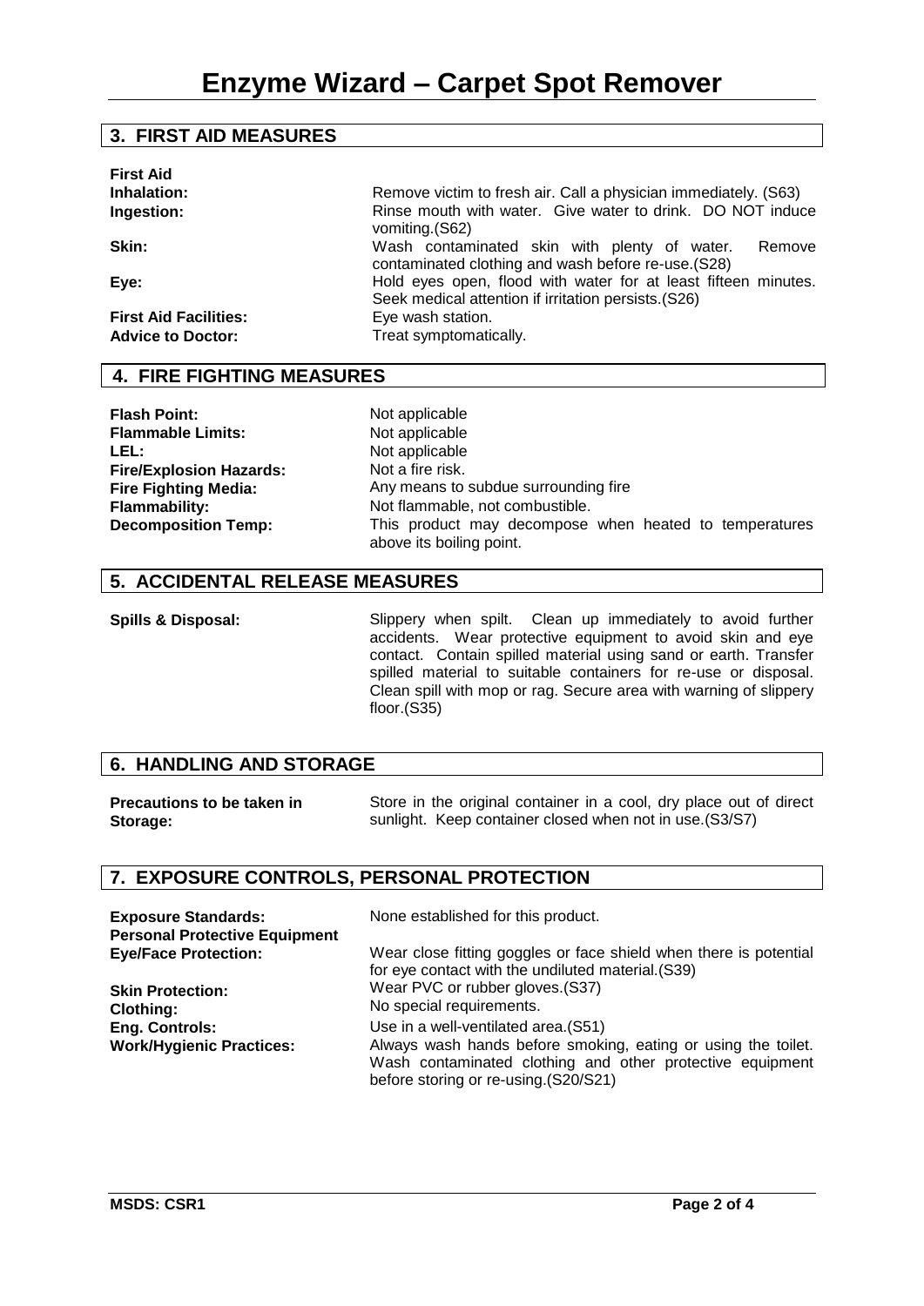# Enzyme Wizard – Carpet Spot Remover

## 3. FIRST AID MEASURES

**First Aid**

| | |
|---|---|
| **Inhalation:** | Remove victim to fresh air. Call a physician immediately. (S63) |
| **Ingestion:** | Rinse mouth with water. Give water to drink. DO NOT induce vomiting.(S62) |
| **Skin:** | Wash contaminated skin with plenty of water. Remove contaminated clothing and wash before re-use.(S28) |
| **Eye:** | Hold eyes open, flood with water for at least fifteen minutes. Seek medical attention if irritation persists.(S26) |
| **First Aid Facilities:** | Eye wash station. |
| **Advice to Doctor:** | Treat symptomatically. |

## 4. FIRE FIGHTING MEASURES

| | |
|---|---|
| **Flash Point:** | Not applicable |
| **Flammable Limits:** | Not applicable |
| **LEL:** | Not applicable |
| **Fire/Explosion Hazards:** | Not a fire risk. |
| **Fire Fighting Media:** | Any means to subdue surrounding fire |
| **Flammability:** | Not flammable, not combustible. |
| **Decomposition Temp:** | This product may decompose when heated to temperatures above its boiling point. |

## 5. ACCIDENTAL RELEASE MEASURES

| | |
|---|---|
| **Spills & Disposal:** | Slippery when spilt. Clean up immediately to avoid further accidents. Wear protective equipment to avoid skin and eye contact. Contain spilled material using sand or earth. Transfer spilled material to suitable containers for re-use or disposal. Clean spill with mop or rag. Secure area with warning of slippery floor.(S35) |

## 6. HANDLING AND STORAGE

| | |
|---|---|
| **Precautions to be taken in Storage:** | Store in the original container in a cool, dry place out of direct sunlight. Keep container closed when not in use.(S3/S7) |

## 7. EXPOSURE CONTROLS, PERSONAL PROTECTION

| | |
|---|---|
| **Exposure Standards:** | None established for this product. |
| **Personal Protective Equipment** | |
| **Eye/Face Protection:** | Wear close fitting goggles or face shield when there is potential for eye contact with the undiluted material.(S39) |
| **Skin Protection:** | Wear PVC or rubber gloves.(S37) |
| **Clothing:** | No special requirements. |
| **Eng. Controls:** | Use in a well-ventilated area.(S51) |
| **Work/Hygienic Practices:** | Always wash hands before smoking, eating or using the toilet. Wash contaminated clothing and other protective equipment before storing or re-using.(S20/S21) |

MSDS: CSR1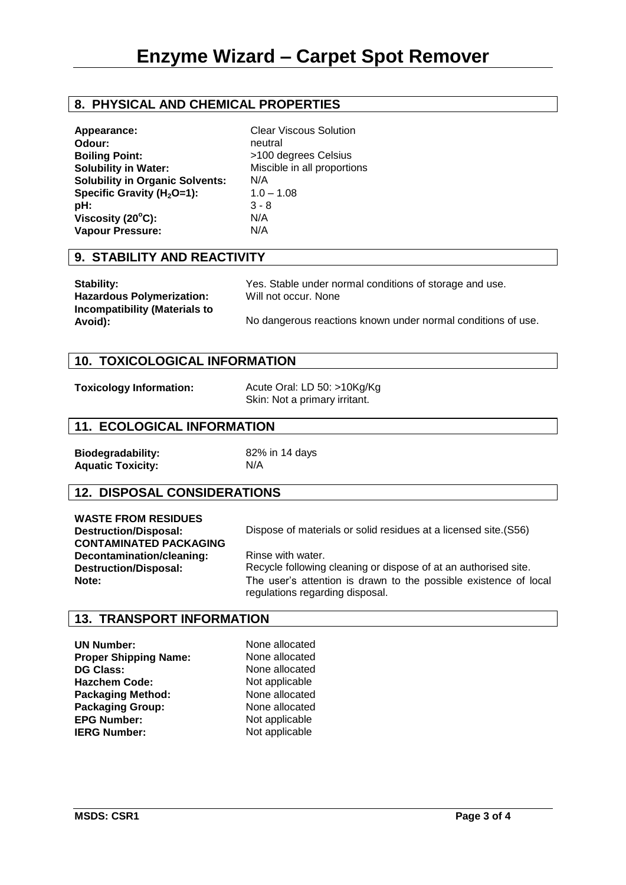# Enzyme Wizard – Carpet Spot Remover

## 8. PHYSICAL AND CHEMICAL PROPERTIES

| | |
|---|---|
| **Appearance:** | Clear Viscous Solution |
| **Odour:** | neutral |
| **Boiling Point:** | >100 degrees Celsius |
| **Solubility in Water:** | Miscible in all proportions |
| **Solubility in Organic Solvents:** | N/A |
| **Specific Gravity ($H_2O$=1):** | 1.0 – 1.08 |
| **pH:** | 3 - 8 |
| **Viscosity (20°C):** | N/A |
| **Vapour Pressure:** | N/A |

## 9. STABILITY AND REACTIVITY

| | |
|---|---|
| **Stability:** | Yes. Stable under normal conditions of storage and use. |
| **Hazardous Polymerization:** | Will not occur. None |
| **Incompatibility (Materials to Avoid):** | No dangerous reactions known under normal conditions of use. |

## 10. TOXICOLOGICAL INFORMATION

| | |
|---|---|
| **Toxicology Information:** | Acute Oral: LD 50: >10Kg/Kg<br>Skin: Not a primary irritant. |

## 11. ECOLOGICAL INFORMATION

| | |
|---|---|
| **Biodegradability:** | 82% in 14 days |
| **Aquatic Toxicity:** | N/A |

## 12. DISPOSAL CONSIDERATIONS

**WASTE FROM RESIDUES**

| | |
|---|---|
| **Destruction/Disposal:** | Dispose of materials or solid residues at a licensed site.(S56) |

**CONTAMINATED PACKAGING**

| | |
|---|---|
| **Decontamination/cleaning:** | Rinse with water. |
| **Destruction/Disposal:** | Recycle following cleaning or dispose of at an authorised site. |
| **Note:** | The user's attention is drawn to the possible existence of local regulations regarding disposal. |

## 13. TRANSPORT INFORMATION

| | |
|---|---|
| **UN Number:** | None allocated |
| **Proper Shipping Name:** | None allocated |
| **DG Class:** | None allocated |
| **Hazchem Code:** | Not applicable |
| **Packaging Method:** | None allocated |
| **Packaging Group:** | None allocated |
| **EPG Number:** | Not applicable |
| **IERG Number:** | Not applicable |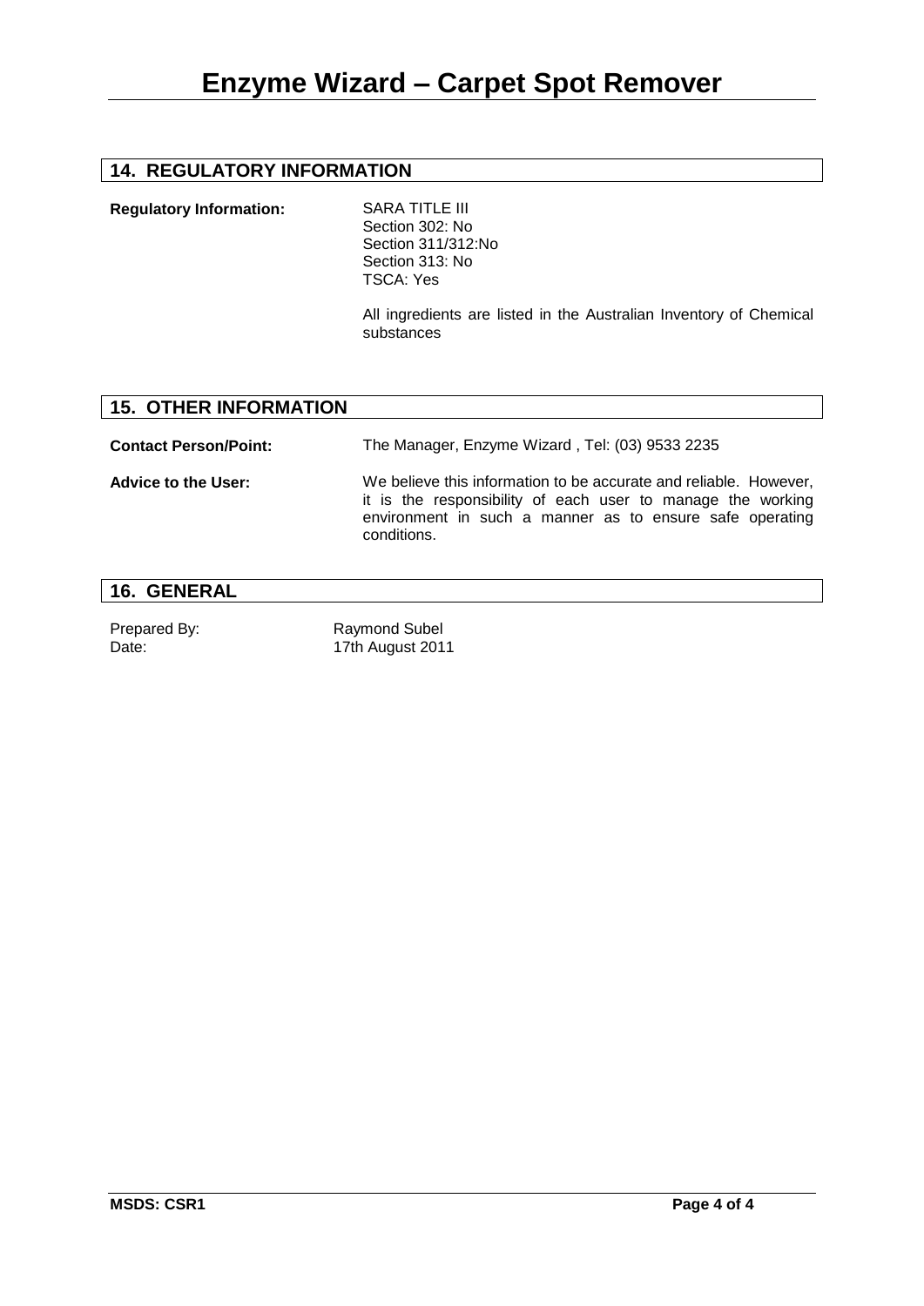## 14. REGULATORY INFORMATION

**Regulatory Information:**

SARA TITLE III
Section 302: No
Section 311/312:No
Section 313: No
TSCA: Yes

All ingredients are listed in the Australian Inventory of Chemical substances

## 15. OTHER INFORMATION

**Contact Person/Point:** The Manager, Enzyme Wizard , Tel: (03) 9533 2235

**Advice to the User:** We believe this information to be accurate and reliable. However, it is the responsibility of each user to manage the working environment in such a manner as to ensure safe operating conditions.

## 16. GENERAL

Prepared By: Raymond Subel
Date: 17th August 2011